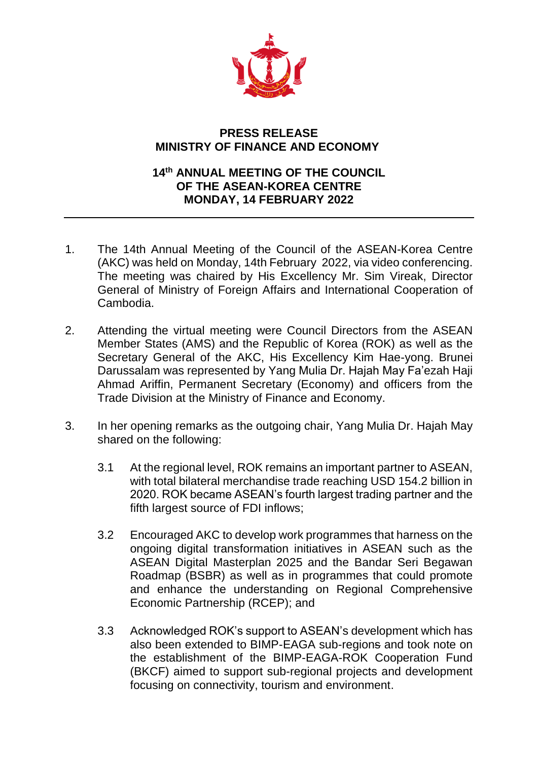**PRESS RELEASE**
**MINISTRY OF FINANCE AND ECONOMY**

**14th ANNUAL MEETING OF THE COUNCIL OF THE ASEAN-KOREA CENTRE**
**MONDAY, 14 FEBRUARY 2022**

---

1. The 14th Annual Meeting of the Council of the ASEAN-Korea Centre (AKC) was held on Monday, 14th February 2022, via video conferencing. The meeting was chaired by His Excellency Mr. Sim Vireak, Director General of Ministry of Foreign Affairs and International Cooperation of Cambodia.

2. Attending the virtual meeting were Council Directors from the ASEAN Member States (AMS) and the Republic of Korea (ROK) as well as the Secretary General of the AKC, His Excellency Kim Hae-yong. Brunei Darussalam was represented by Yang Mulia Dr. Hajah May Fa'ezah Haji Ahmad Ariffin, Permanent Secretary (Economy) and officers from the Trade Division at the Ministry of Finance and Economy.

3. In her opening remarks as the outgoing chair, Yang Mulia Dr. Hajah May shared on the following:

   3.1 At the regional level, ROK remains an important partner to ASEAN, with total bilateral merchandise trade reaching USD 154.2 billion in 2020. ROK became ASEAN's fourth largest trading partner and the fifth largest source of FDI inflows;

   3.2 Encouraged AKC to develop work programmes that harness on the ongoing digital transformation initiatives in ASEAN such as the ASEAN Digital Masterplan 2025 and the Bandar Seri Begawan Roadmap (BSBR) as well as in programmes that could promote and enhance the understanding on Regional Comprehensive Economic Partnership (RCEP); and

   3.3 Acknowledged ROK's support to ASEAN's development which has also been extended to BIMP-EAGA sub-regions and took note on the establishment of the BIMP-EAGA-ROK Cooperation Fund (BKCF) aimed to support sub-regional projects and development focusing on connectivity, tourism and environment.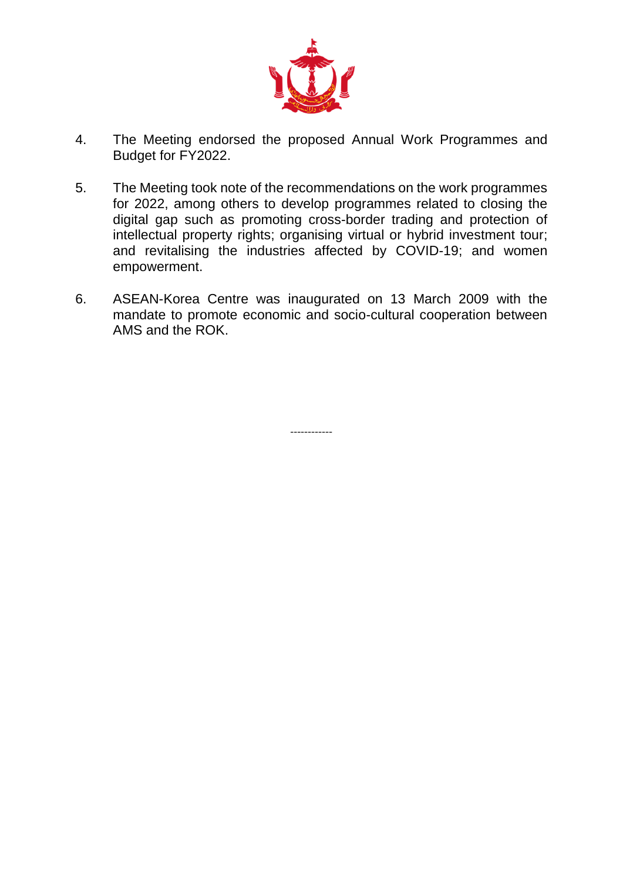4. The Meeting endorsed the proposed Annual Work Programmes and Budget for FY2022.

5. The Meeting took note of the recommendations on the work programmes for 2022, among others to develop programmes related to closing the digital gap such as promoting cross-border trading and protection of intellectual property rights; organising virtual or hybrid investment tour; and revitalising the industries affected by COVID-19; and women empowerment.

6. ASEAN-Korea Centre was inaugurated on 13 March 2009 with the mandate to promote economic and socio-cultural cooperation between AMS and the ROK.

------------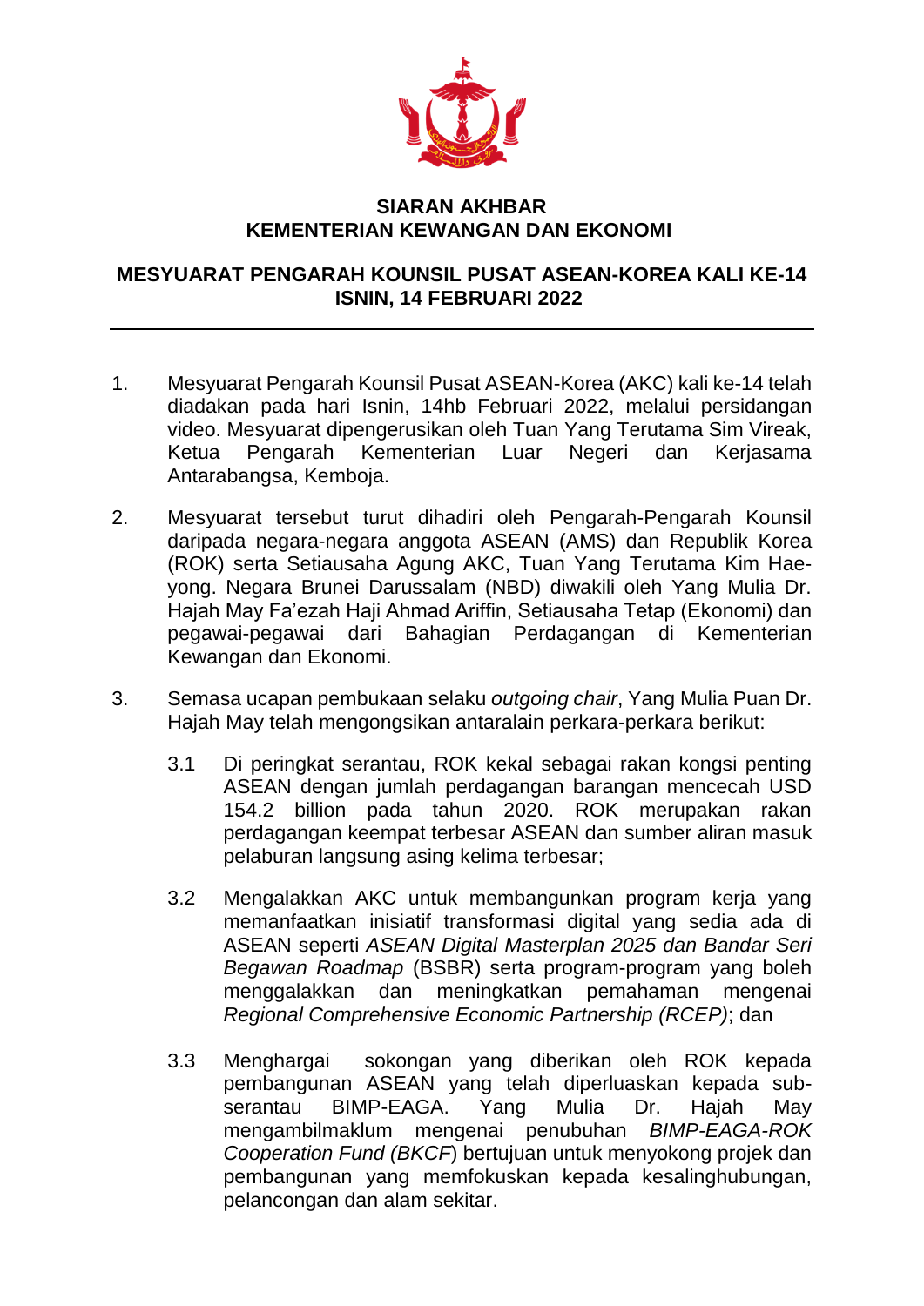**SIARAN AKHBAR**
**KEMENTERIAN KEWANGAN DAN EKONOMI**

**MESYUARAT PENGARAH KOUNSIL PUSAT ASEAN-KOREA KALI KE-14**
**ISNIN, 14 FEBRUARI 2022**

---

1. Mesyuarat Pengarah Kounsil Pusat ASEAN-Korea (AKC) kali ke-14 telah diadakan pada hari Isnin, 14hb Februari 2022, melalui persidangan video. Mesyuarat dipengerusikan oleh Tuan Yang Terutama Sim Vireak, Ketua Pengarah Kementerian Luar Negeri dan Kerjasama Antarabangsa, Kemboja.

2. Mesyuarat tersebut turut dihadiri oleh Pengarah-Pengarah Kounsil daripada negara-negara anggota ASEAN (AMS) dan Republik Korea (ROK) serta Setiausaha Agung AKC, Tuan Yang Terutama Kim Hae-yong. Negara Brunei Darussalam (NBD) diwakili oleh Yang Mulia Dr. Hajah May Fa'ezah Haji Ahmad Ariffin, Setiausaha Tetap (Ekonomi) dan pegawai-pegawai dari Bahagian Perdagangan di Kementerian Kewangan dan Ekonomi.

3. Semasa ucapan pembukaan selaku *outgoing chair*, Yang Mulia Puan Dr. Hajah May telah mengongsikan antaralain perkara-perkara berikut:

   3.1 Di peringkat serantau, ROK kekal sebagai rakan kongsi penting ASEAN dengan jumlah perdagangan barangan mencecah USD 154.2 billion pada tahun 2020. ROK merupakan rakan perdagangan keempat terbesar ASEAN dan sumber aliran masuk pelaburan langsung asing kelima terbesar;

   3.2 Mengalakkan AKC untuk membangunkan program kerja yang memanfaatkan inisiatif transformasi digital yang sedia ada di ASEAN seperti *ASEAN Digital Masterplan 2025 dan Bandar Seri Begawan Roadmap* (BSBR) serta program-program yang boleh menggalakkan dan meningkatkan pemahaman mengenai *Regional Comprehensive Economic Partnership (RCEP)*; dan

   3.3 Menghargai sokongan yang diberikan oleh ROK kepada pembangunan ASEAN yang telah diperluaskan kepada sub-serantau BIMP-EAGA. Yang Mulia Dr. Hajah May mengambilmaklum mengenai penubuhan *BIMP-EAGA-ROK Cooperation Fund (BKCF*) bertujuan untuk menyokong projek dan pembangunan yang memfokuskan kepada kesalinghubungan, pelancongan dan alam sekitar.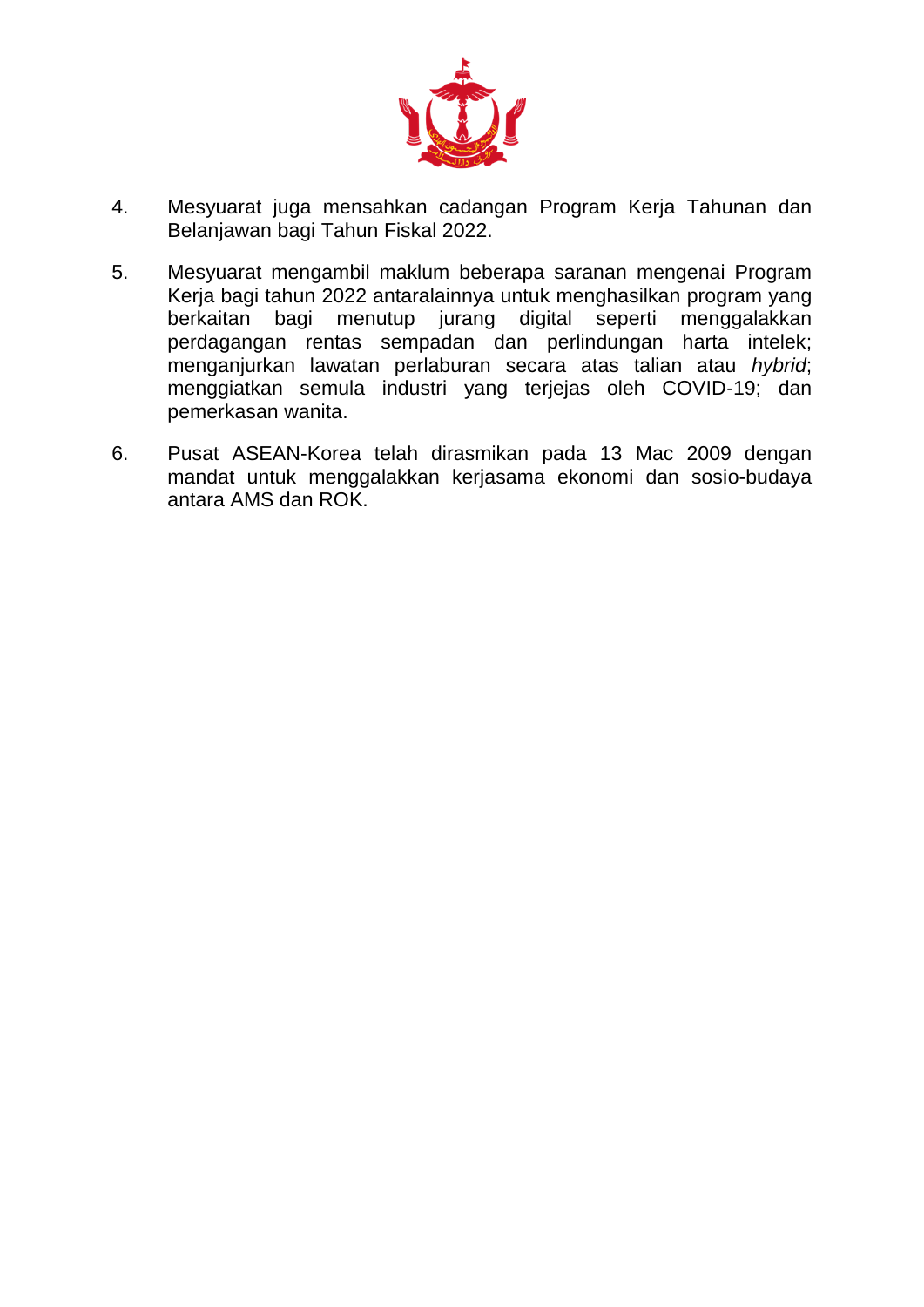4. Mesyuarat juga mensahkan cadangan Program Kerja Tahunan dan Belanjawan bagi Tahun Fiskal 2022.

5. Mesyuarat mengambil maklum beberapa saranan mengenai Program Kerja bagi tahun 2022 antaralainnya untuk menghasilkan program yang berkaitan bagi menutup jurang digital seperti menggalakkan perdagangan rentas sempadan dan perlindungan harta intelek; menganjurkan lawatan perlaburan secara atas talian atau *hybrid*; menggiatkan semula industri yang terjejas oleh COVID-19; dan pemerkasan wanita.

6. Pusat ASEAN-Korea telah dirasmikan pada 13 Mac 2009 dengan mandat untuk menggalakkan kerjasama ekonomi dan sosio-budaya antara AMS dan ROK.